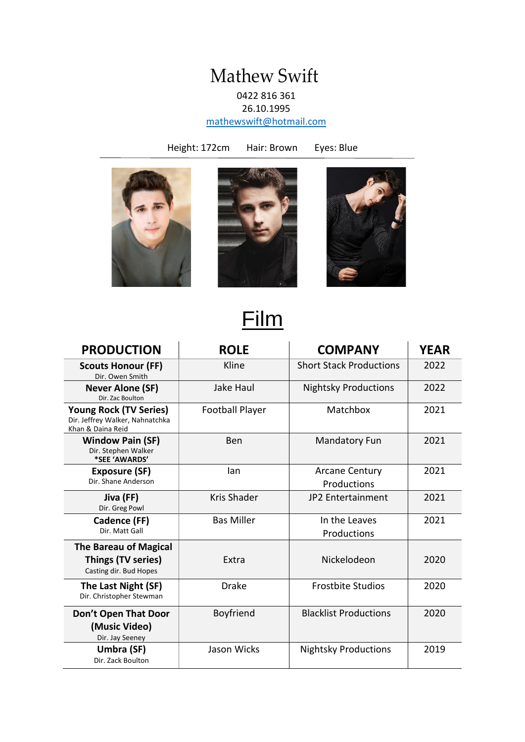# Mathew Swift

0422 816 361
26.10.1995
mathewswift@hotmail.com

Height: 172cm      Hair: Brown      Eyes: Blue

## Film

| PRODUCTION | ROLE | COMPANY | YEAR |
|---|---|---|---|
| **Scouts Honour (FF)**<br>Dir. Owen Smith | Kline | Short Stack Productions | 2022 |
| **Never Alone (SF)**<br>Dir. Zac Boulton | Jake Haul | Nightsky Productions | 2022 |
| **Young Rock (TV Series)**<br>Dir. Jeffrey Walker, Nahnatchka Khan & Daina Reid | Football Player | Matchbox | 2021 |
| **Window Pain (SF)**<br>Dir. Stephen Walker<br>**\*SEE 'AWARDS'** | Ben | Mandatory Fun | 2021 |
| **Exposure (SF)**<br>Dir. Shane Anderson | Ian | Arcane Century Productions | 2021 |
| **Jiva (FF)**<br>Dir. Greg Powl | Kris Shader | JP2 Entertainment | 2021 |
| **Cadence (FF)**<br>Dir. Matt Gall | Bas Miller | In the Leaves Productions | 2021 |
| **The Bareau of Magical Things (TV series)**<br>Casting dir. Bud Hopes | Extra | Nickelodeon | 2020 |
| **The Last Night (SF)**<br>Dir. Christopher Stewman | Drake | Frostbite Studios | 2020 |
| **Don't Open That Door (Music Video)**<br>Dir. Jay Seeney | Boyfriend | Blacklist Productions | 2020 |
| **Umbra (SF)**<br>Dir. Zack Boulton | Jason Wicks | Nightsky Productions | 2019 |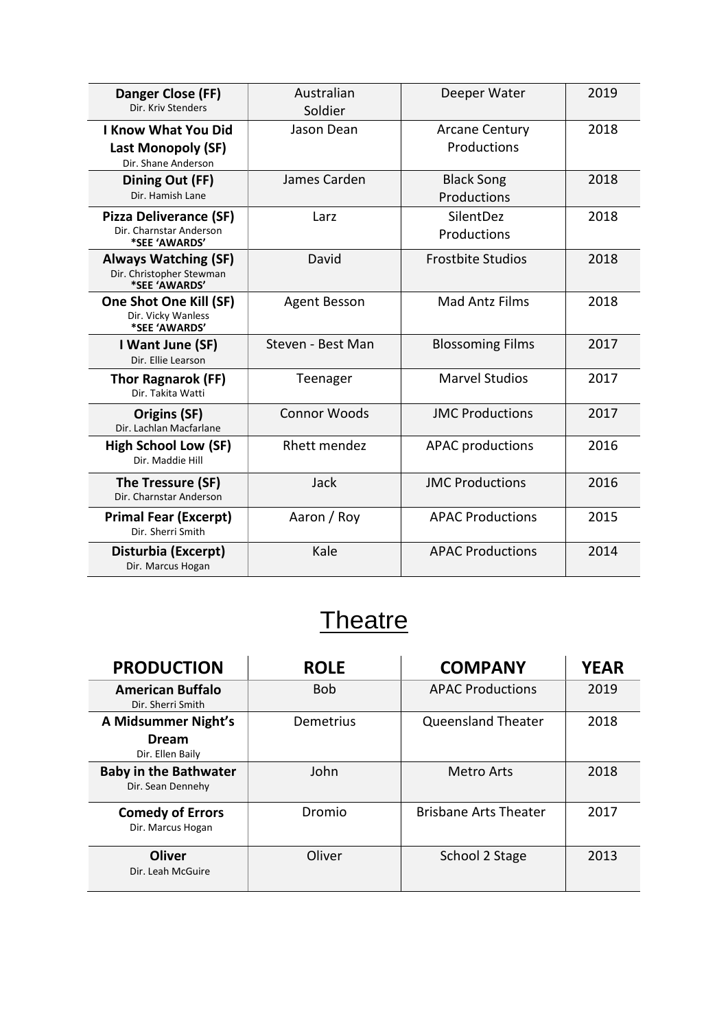| | | | |
|---|---|---|---|
| **Danger Close (FF)**<br>Dir. Kriv Stenders | Australian Soldier | Deeper Water | 2019 |
| **I Know What You Did Last Monopoly (SF)**<br>Dir. Shane Anderson | Jason Dean | Arcane Century Productions | 2018 |
| **Dining Out (FF)**<br>Dir. Hamish Lane | James Carden | Black Song Productions | 2018 |
| **Pizza Deliverance (SF)**<br>Dir. Charnstar Anderson<br>**\*SEE 'AWARDS'** | Larz | SilentDez Productions | 2018 |
| **Always Watching (SF)**<br>Dir. Christopher Stewman<br>**\*SEE 'AWARDS'** | David | Frostbite Studios | 2018 |
| **One Shot One Kill (SF)**<br>Dir. Vicky Wanless<br>**\*SEE 'AWARDS'** | Agent Besson | Mad Antz Films | 2018 |
| **I Want June (SF)**<br>Dir. Ellie Learson | Steven - Best Man | Blossoming Films | 2017 |
| **Thor Ragnarok (FF)**<br>Dir. Takita Watti | Teenager | Marvel Studios | 2017 |
| **Origins (SF)**<br>Dir. Lachlan Macfarlane | Connor Woods | JMC Productions | 2017 |
| **High School Low (SF)**<br>Dir. Maddie Hill | Rhett mendez | APAC productions | 2016 |
| **The Tressure (SF)**<br>Dir. Charnstar Anderson | Jack | JMC Productions | 2016 |
| **Primal Fear (Excerpt)**<br>Dir. Sherri Smith | Aaron / Roy | APAC Productions | 2015 |
| **Disturbia (Excerpt)**<br>Dir. Marcus Hogan | Kale | APAC Productions | 2014 |

# Theatre

| PRODUCTION | ROLE | COMPANY | YEAR |
|---|---|---|---|
| **American Buffalo**<br>Dir. Sherri Smith | Bob | APAC Productions | 2019 |
| **A Midsummer Night's Dream**<br>Dir. Ellen Baily | Demetrius | Queensland Theater | 2018 |
| **Baby in the Bathwater**<br>Dir. Sean Dennehy | John | Metro Arts | 2018 |
| **Comedy of Errors**<br>Dir. Marcus Hogan | Dromio | Brisbane Arts Theater | 2017 |
| **Oliver**<br>Dir. Leah McGuire | Oliver | School 2 Stage | 2013 |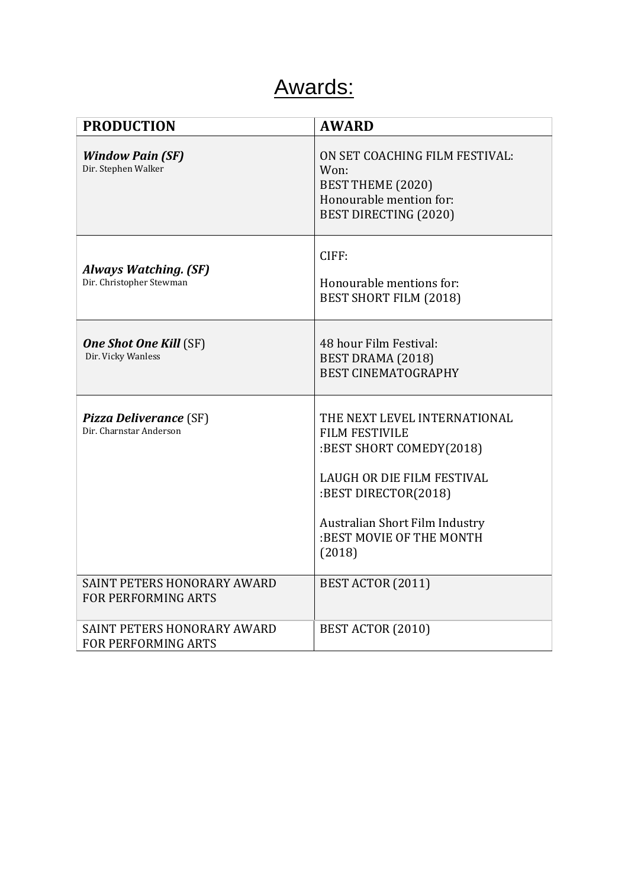# Awards:

| PRODUCTION | AWARD |
|---|---|
| ***Window Pain (SF)***<br>Dir. Stephen Walker | ON SET COACHING FILM FESTIVAL:<br>Won:<br>BEST THEME (2020)<br>Honourable mention for:<br>BEST DIRECTING (2020) |
| ***Always Watching. (SF)***<br>Dir. Christopher Stewman | CIFF:<br><br>Honourable mentions for:<br>BEST SHORT FILM (2018) |
| ***One Shot One Kill*** (SF)<br>Dir. Vicky Wanless | 48 hour Film Festival:<br>BEST DRAMA (2018)<br>BEST CINEMATOGRAPHY |
| ***Pizza Deliverance*** (SF)<br>Dir. Charnstar Anderson | THE NEXT LEVEL INTERNATIONAL FILM FESTIVILE<br>:BEST SHORT COMEDY(2018)<br><br>LAUGH OR DIE FILM FESTIVAL<br>:BEST DIRECTOR(2018)<br><br>Australian Short Film Industry<br>:BEST MOVIE OF THE MONTH (2018) |
| SAINT PETERS HONORARY AWARD FOR PERFORMING ARTS | BEST ACTOR (2011) |
| SAINT PETERS HONORARY AWARD FOR PERFORMING ARTS | BEST ACTOR (2010) |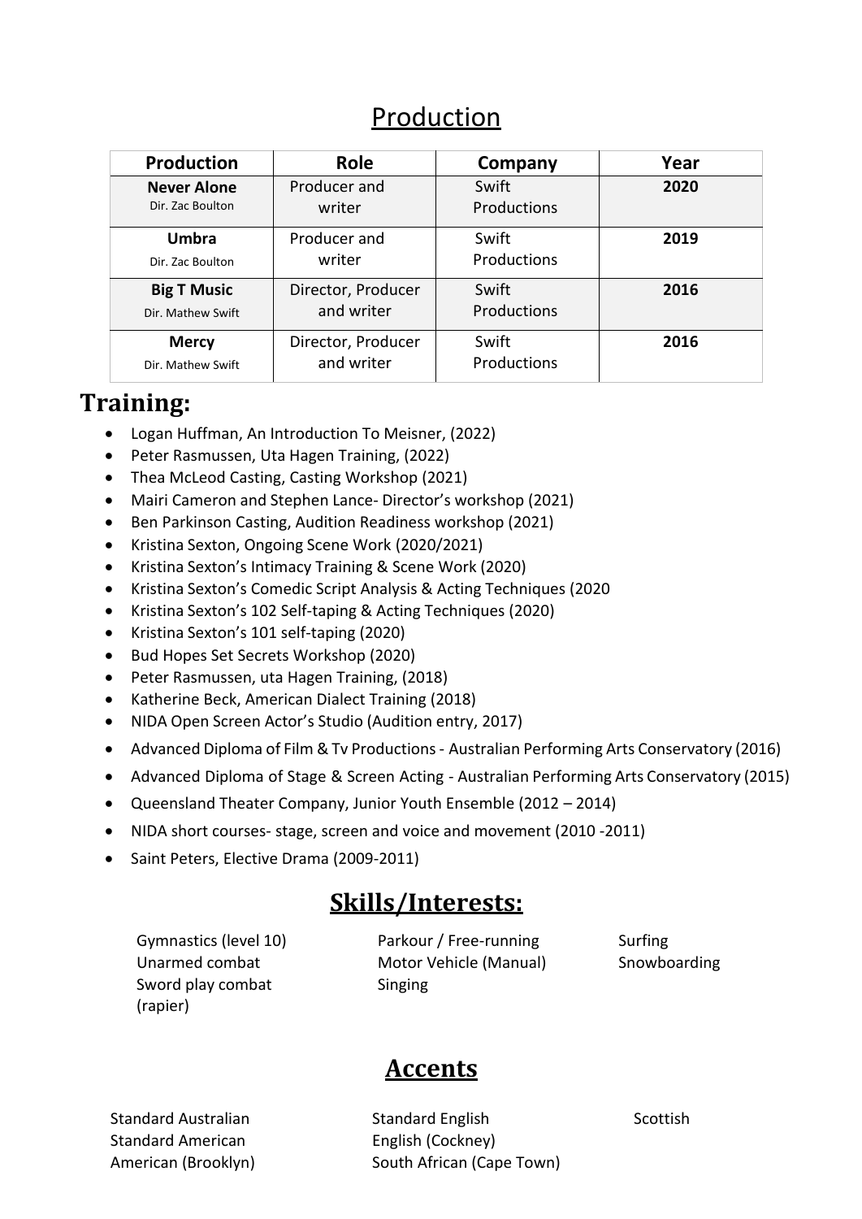## Production

| Production | Role | Company | Year |
| --- | --- | --- | --- |
| **Never Alone** Dir. Zac Boulton | Producer and writer | Swift Productions | **2020** |
| **Umbra** Dir. Zac Boulton | Producer and writer | Swift Productions | **2019** |
| **Big T Music** Dir. Mathew Swift | Director, Producer and writer | Swift Productions | **2016** |
| **Mercy** Dir. Mathew Swift | Director, Producer and writer | Swift Productions | **2016** |

## Training:

- Logan Huffman, An Introduction To Meisner, (2022)
- Peter Rasmussen, Uta Hagen Training, (2022)
- Thea McLeod Casting, Casting Workshop (2021)
- Mairi Cameron and Stephen Lance- Director's workshop (2021)
- Ben Parkinson Casting, Audition Readiness workshop (2021)
- Kristina Sexton, Ongoing Scene Work (2020/2021)
- Kristina Sexton's Intimacy Training & Scene Work (2020)
- Kristina Sexton's Comedic Script Analysis & Acting Techniques (2020
- Kristina Sexton's 102 Self-taping & Acting Techniques (2020)
- Kristina Sexton's 101 self-taping (2020)
- Bud Hopes Set Secrets Workshop (2020)
- Peter Rasmussen, uta Hagen Training, (2018)
- Katherine Beck, American Dialect Training (2018)
- NIDA Open Screen Actor's Studio (Audition entry, 2017)
- Advanced Diploma of Film & Tv Productions - Australian Performing Arts Conservatory (2016)
- Advanced Diploma of Stage & Screen Acting - Australian Performing Arts Conservatory (2015)
- Queensland Theater Company, Junior Youth Ensemble (2012 – 2014)
- NIDA short courses- stage, screen and voice and movement (2010 -2011)
- Saint Peters, Elective Drama (2009-2011)

## Skills/Interests:

Gymnastics (level 10)
Unarmed combat
Sword play combat (rapier)
Parkour / Free-running
Motor Vehicle (Manual)
Singing
Surfing
Snowboarding

## Accents

Standard Australian
Standard American
American (Brooklyn)
Standard English
English (Cockney)
South African (Cape Town)
Scottish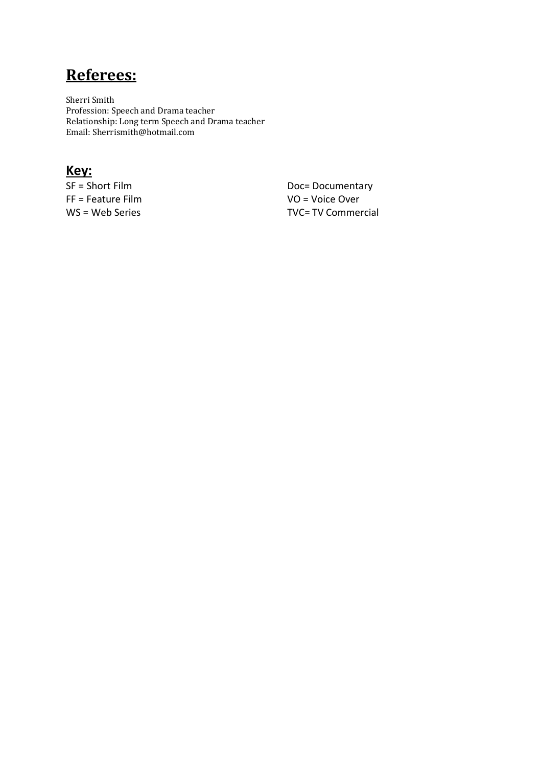## Referees:

Sherri Smith
Profession: Speech and Drama teacher
Relationship: Long term Speech and Drama teacher
Email: Sherrismith@hotmail.com

## Key:

SF = Short Film
FF = Feature Film
WS = Web Series
Doc= Documentary
VO = Voice Over
TVC= TV Commercial